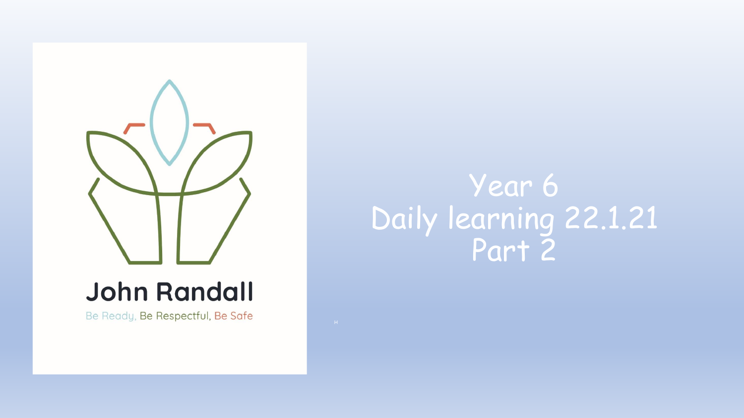John Randall

Be Ready, Be Respectful, Be Safe

# Year 6
# Daily learning 22.1.21
# Part 2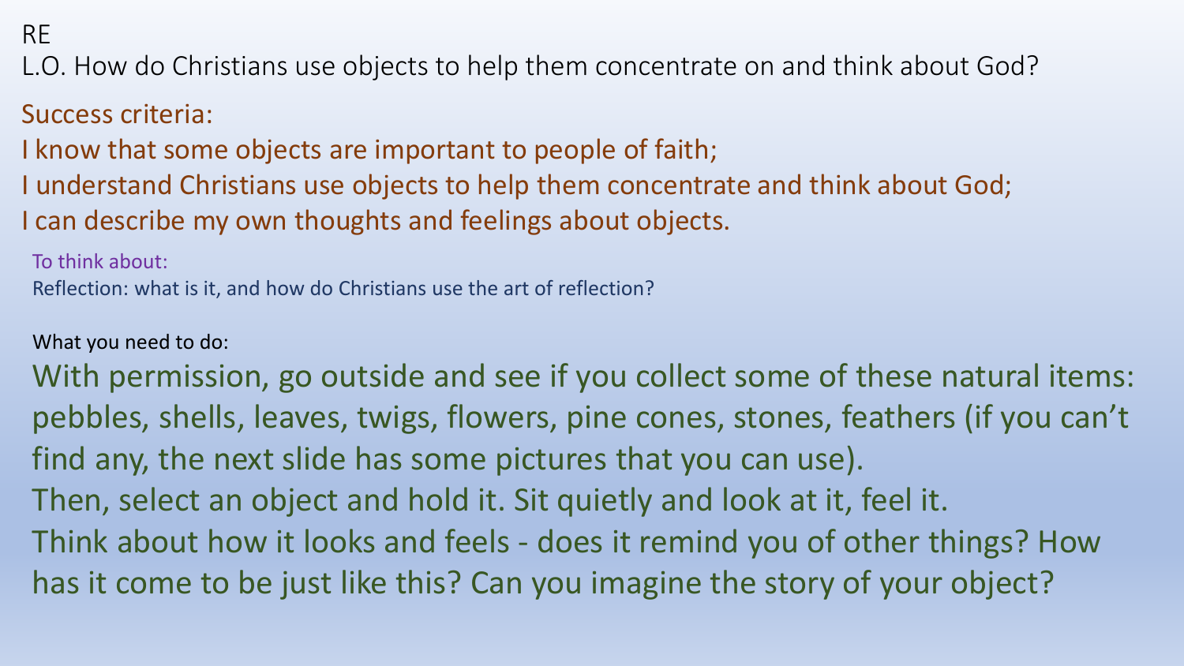RE

L.O. How do Christians use objects to help them concentrate on and think about God?

Success criteria:

I know that some objects are important to people of faith;

I understand Christians use objects to help them concentrate and think about God;

I can describe my own thoughts and feelings about objects.

To think about:

Reflection: what is it, and how do Christians use the art of reflection?

What you need to do:

With permission, go outside and see if you collect some of these natural items: pebbles, shells, leaves, twigs, flowers, pine cones, stones, feathers (if you can't find any, the next slide has some pictures that you can use).

Then, select an object and hold it. Sit quietly and look at it, feel it.

Think about how it looks and feels - does it remind you of other things? How has it come to be just like this? Can you imagine the story of your object?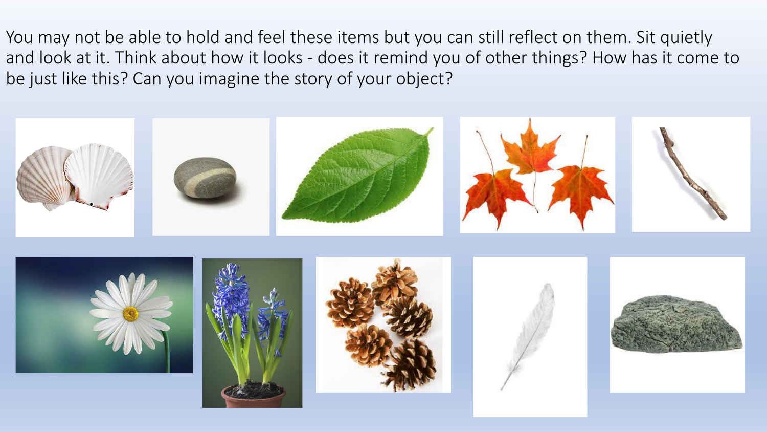You may not be able to hold and feel these items but you can still reflect on them. Sit quietly and look at it. Think about how it looks - does it remind you of other things? How has it come to be just like this? Can you imagine the story of your object?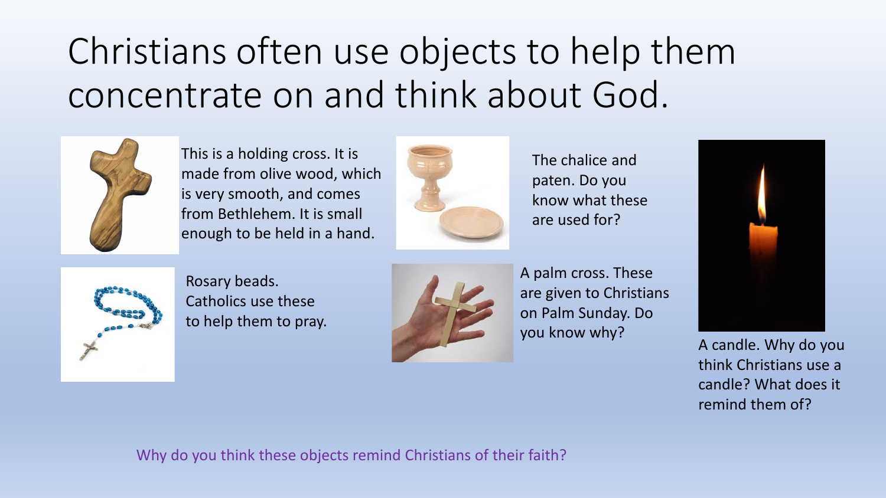# Christians often use objects to help them concentrate on and think about God.

This is a holding cross. It is made from olive wood, which is very smooth, and comes from Bethlehem. It is small enough to be held in a hand.

Rosary beads. Catholics use these to help them to pray.

The chalice and paten. Do you know what these are used for?

A palm cross. These are given to Christians on Palm Sunday. Do you know why?

A candle. Why do you think Christians use a candle? What does it remind them of?

Why do you think these objects remind Christians of their faith?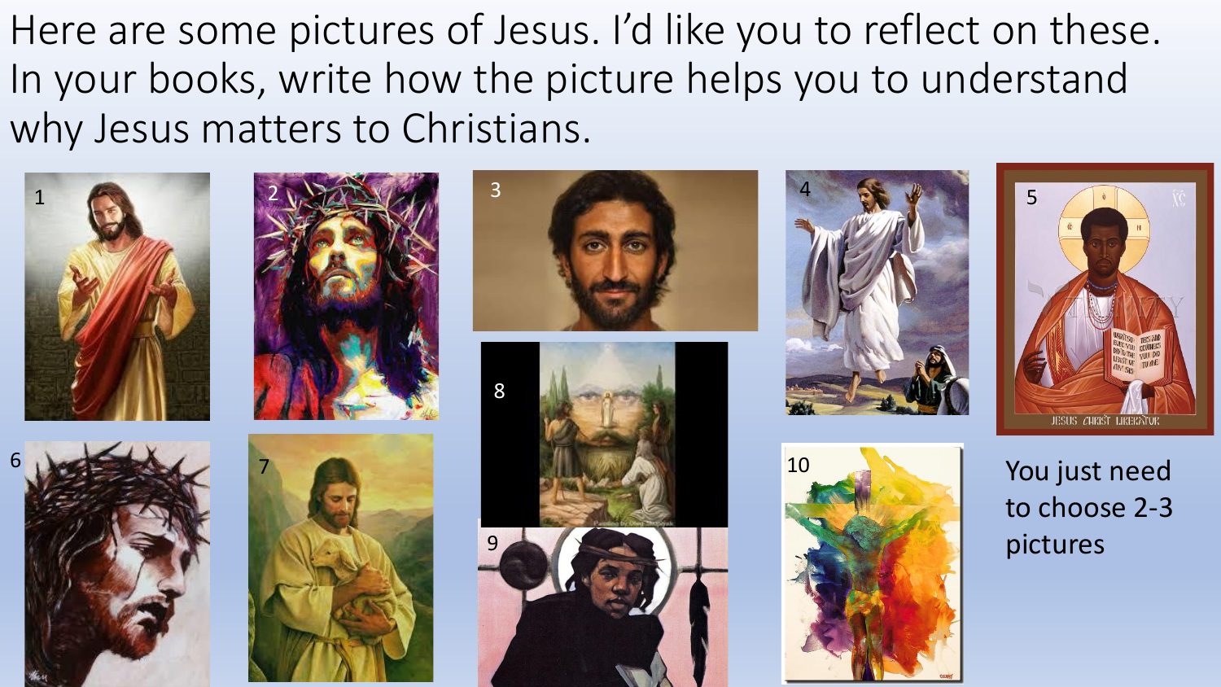Here are some pictures of Jesus. I'd like you to reflect on these. In your books, write how the picture helps you to understand why Jesus matters to Christians.

You just need to choose 2-3 pictures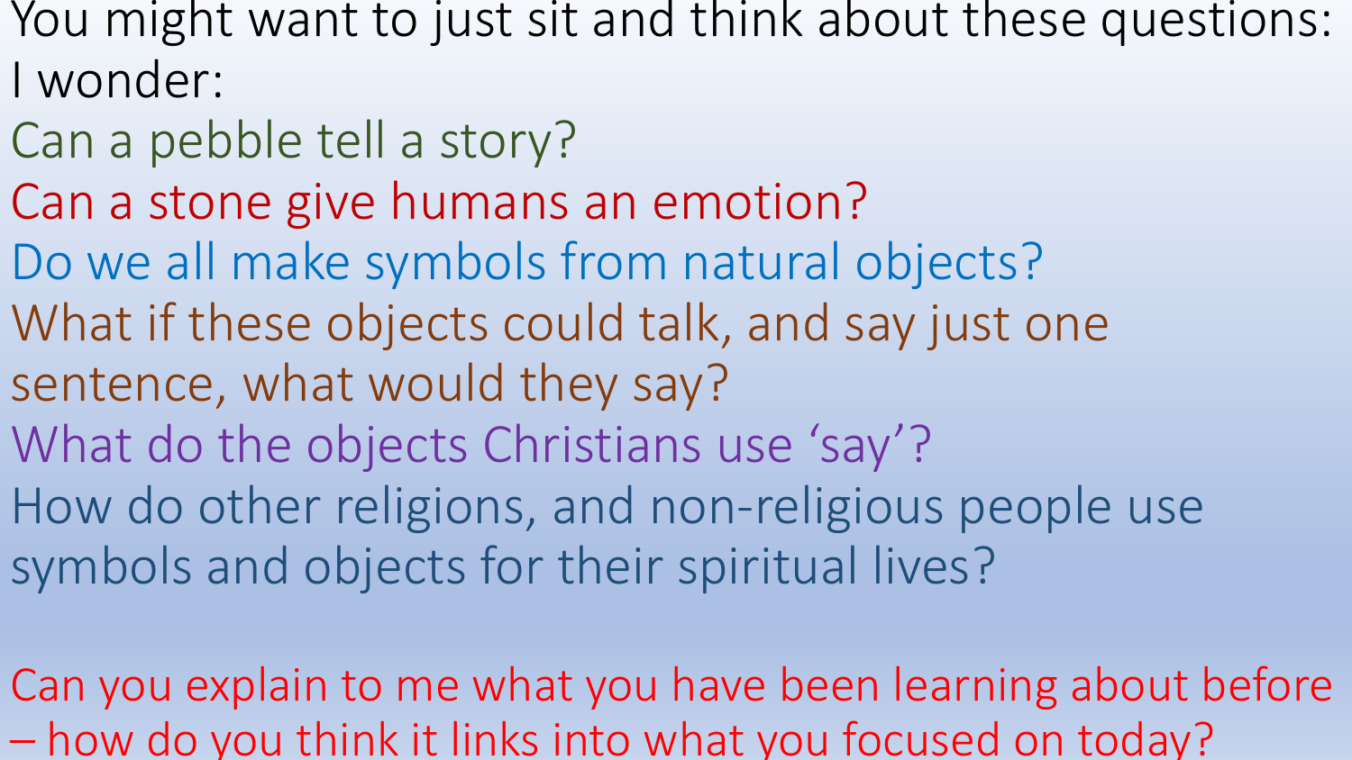You might want to just sit and think about these questions:

I wonder:

Can a pebble tell a story?

Can a stone give humans an emotion?

Do we all make symbols from natural objects?

What if these objects could talk, and say just one sentence, what would they say?

What do the objects Christians use 'say'?

How do other religions, and non-religious people use symbols and objects for their spiritual lives?

Can you explain to me what you have been learning about before – how do you think it links into what you focused on today?